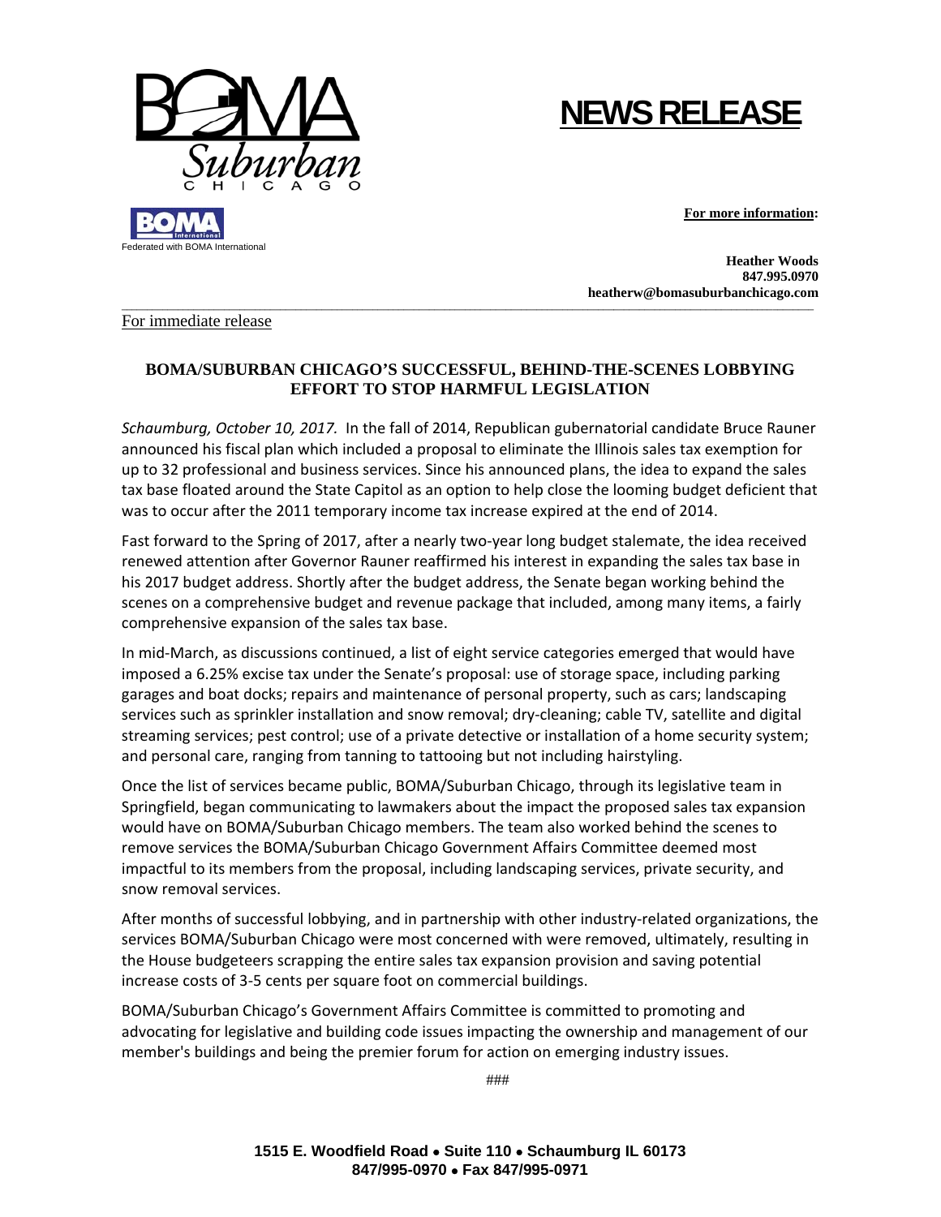# NEWS RELEASE

BOMA Suburban CHICAGO

Federated with BOMA International

**For more information:**

**Heather Woods**
**847.995.0970**
**heatherw@bomasuburbanchicago.com**

For immediate release

## BOMA/SUBURBAN CHICAGO'S SUCCESSFUL, BEHIND-THE-SCENES LOBBYING EFFORT TO STOP HARMFUL LEGISLATION

*Schaumburg, October 10, 2017.* In the fall of 2014, Republican gubernatorial candidate Bruce Rauner announced his fiscal plan which included a proposal to eliminate the Illinois sales tax exemption for up to 32 professional and business services. Since his announced plans, the idea to expand the sales tax base floated around the State Capitol as an option to help close the looming budget deficient that was to occur after the 2011 temporary income tax increase expired at the end of 2014.

Fast forward to the Spring of 2017, after a nearly two-year long budget stalemate, the idea received renewed attention after Governor Rauner reaffirmed his interest in expanding the sales tax base in his 2017 budget address. Shortly after the budget address, the Senate began working behind the scenes on a comprehensive budget and revenue package that included, among many items, a fairly comprehensive expansion of the sales tax base.

In mid-March, as discussions continued, a list of eight service categories emerged that would have imposed a 6.25% excise tax under the Senate's proposal: use of storage space, including parking garages and boat docks; repairs and maintenance of personal property, such as cars; landscaping services such as sprinkler installation and snow removal; dry-cleaning; cable TV, satellite and digital streaming services; pest control; use of a private detective or installation of a home security system; and personal care, ranging from tanning to tattooing but not including hairstyling.

Once the list of services became public, BOMA/Suburban Chicago, through its legislative team in Springfield, began communicating to lawmakers about the impact the proposed sales tax expansion would have on BOMA/Suburban Chicago members. The team also worked behind the scenes to remove services the BOMA/Suburban Chicago Government Affairs Committee deemed most impactful to its members from the proposal, including landscaping services, private security, and snow removal services.

After months of successful lobbying, and in partnership with other industry-related organizations, the services BOMA/Suburban Chicago were most concerned with were removed, ultimately, resulting in the House budgeteers scrapping the entire sales tax expansion provision and saving potential increase costs of 3-5 cents per square foot on commercial buildings.

BOMA/Suburban Chicago's Government Affairs Committee is committed to promoting and advocating for legislative and building code issues impacting the ownership and management of our member's buildings and being the premier forum for action on emerging industry issues.

###

**1515 E. Woodfield Road • Suite 110 • Schaumburg IL 60173**
**847/995-0970 • Fax 847/995-0971**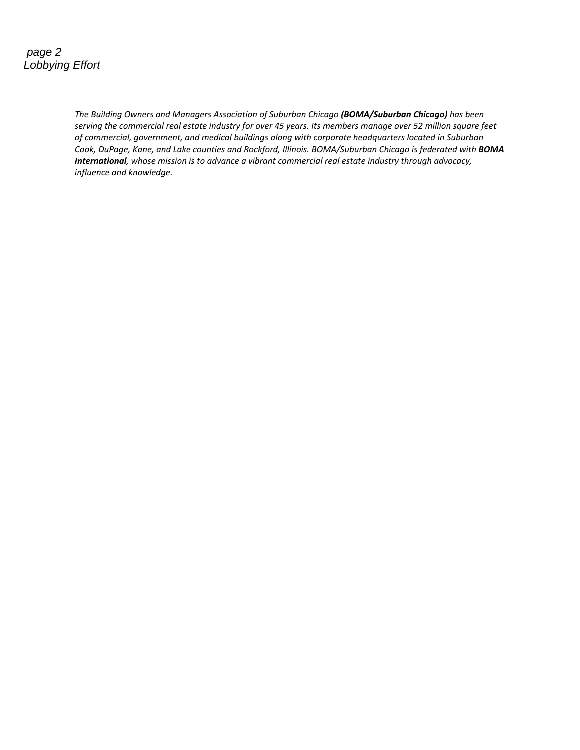*The Building Owners and Managers Association of Suburban Chicago **(BOMA/Suburban Chicago)** has been serving the commercial real estate industry for over 45 years. Its members manage over 52 million square feet of commercial, government, and medical buildings along with corporate headquarters located in Suburban Cook, DuPage, Kane, and Lake counties and Rockford, Illinois. BOMA/Suburban Chicago is federated with **BOMA International**, whose mission is to advance a vibrant commercial real estate industry through advocacy, influence and knowledge.*